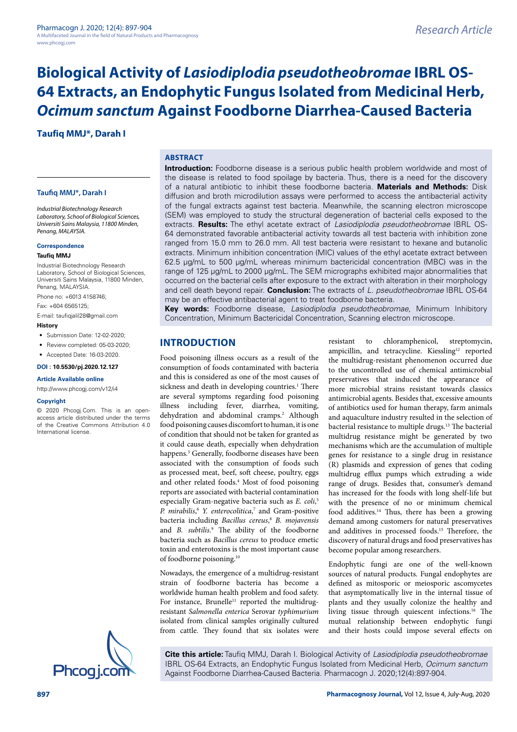# Biological Activity of *Lasiodiplodia pseudotheobromae* IBRL OS-64 Extracts, an Endophytic Fungus Isolated from Medicinal Herb, *Ocimum sanctum* Against Foodborne Diarrhea-Caused Bacteria

**Taufiq MMJ*, Darah I**

**Taufiq MMJ*, Darah I**

*Industrial Biotechnology Research Laboratory, School of Biological Sciences, Universiti Sains Malaysia, 11800 Minden, Penang, MALAYSIA.*

**Correspondence**

**Taufiq MMJ**

Industrial Biotechnology Research Laboratory, School of Biological Sciences, Universiti Sains Malaysia, 11800 Minden, Penang, MALAYSIA.

Phone no: +6013 4158746;

Fax: +604 6565125;

E-mail: taufiqjalil28@gmail.com

**History**

- Submission Date: 12-02-2020;
- Review completed: 05-03-2020;
- Accepted Date: 16-03-2020.

**DOI : 10.5530/pj.2020.12.127**

**Article Available online**

http://www.phcogj.com/v12/i4

**Copyright**

© 2020 Phcogj.Com. This is an open-access article distributed under the terms of the Creative Commons Attribution 4.0 International license.

## ABSTRACT

**Introduction:** Foodborne disease is a serious public health problem worldwide and most of the disease is related to food spoilage by bacteria. Thus, there is a need for the discovery of a natural antibiotic to inhibit these foodborne bacteria. **Materials and Methods:** Disk diffusion and broth microdilution assays were performed to access the antibacterial activity of the fungal extracts against test bacteria. Meanwhile, the scanning electron microscope (SEM) was employed to study the structural degeneration of bacterial cells exposed to the extracts. **Results:** The ethyl acetate extract of *Lasiodiplodia pseudotheobromae* IBRL OS-64 demonstrated favorable antibacterial activity towards all test bacteria with inhibition zone ranged from 15.0 mm to 26.0 mm. All test bacteria were resistant to hexane and butanolic extracts. Minimum inhibition concentration (MIC) values of the ethyl acetate extract between 62.5 μg/mL to 500 μg/mL whereas minimum bactericidal concentration (MBC) was in the range of 125 μg/mL to 2000 μg/mL. The SEM micrographs exhibited major abnormalities that occurred on the bacterial cells after exposure to the extract with alteration in their morphology and cell death beyond repair. **Conclusion:** The extracts of *L. pseudotheobromae* IBRL OS-64 may be an effective antibacterial agent to treat foodborne bacteria.

**Key words:** Foodborne disease, *Lasiodiplodia pseudotheobromae*, Minimum Inhibitory Concentration, Minimum Bactericidal Concentration, Scanning electron microscope.

## INTRODUCTION

Food poisoning illness occurs as a result of the consumption of foods contaminated with bacteria and this is considered as one of the most causes of sickness and death in developing countries.[1] There are several symptoms regarding food poisoning illness including fever, diarrhea, vomiting, dehydration and abdominal cramps.[2] Although food poisoning causes discomfort to human, it is one of condition that should not be taken for granted as it could cause death, especially when dehydration happens.[3] Generally, foodborne diseases have been associated with the consumption of foods such as processed meat, beef, soft cheese, poultry, eggs and other related foods.[4] Most of food poisoning reports are associated with bacterial contamination especially Gram-negative bacteria such as *E. coli*,[5] *P. mirabilis*,[6] *Y. enterocolitica*,[7] and Gram-positive bacteria including *Bacillus cereus*,[8] *B. mojavensis* and *B. subtilis*.[9] The ability of the foodborne bacteria such as *Bacillus cereus* to produce emetic toxin and enterotoxins is the most important cause of foodborne poisoning.[10]

Nowadays, the emergence of a multidrug-resistant strain of foodborne bacteria has become a worldwide human health problem and food safety. For instance, Brunelle[11] reported the multidrug-resistant *Salmonella enterica* Serovar *typhimurium* isolated from clinical samples originally cultured from cattle. They found that six isolates were resistant to chloramphenicol, streptomycin, ampicillin, and tetracycline. Kiessling[12] reported the multidrug-resistant phenomenon occurred due to the uncontrolled use of chemical antimicrobial preservatives that induced the appearance of more microbial strains resistant towards classics antimicrobial agents. Besides that, excessive amounts of antibiotics used for human therapy, farm animals and aquaculture industry resulted in the selection of bacterial resistance to multiple drugs.[13] The bacterial multidrug resistance might be generated by two mechanisms which are the accumulation of multiple genes for resistance to a single drug in resistance (R) plasmids and expression of genes that coding multidrug efflux pumps which extruding a wide range of drugs. Besides that, consumer's demand has increased for the foods with long shelf-life but with the presence of no or minimum chemical food additives.[14] Thus, there has been a growing demand among customers for natural preservatives and additives in processed foods.[15] Therefore, the discovery of natural drugs and food preservatives has become popular among researchers.

Endophytic fungi are one of the well-known sources of natural products. Fungal endophytes are defined as mitosporic or meiosporic ascomycetes that asymptomatically live in the internal tissue of plants and they usually colonize the healthy and living tissue through quiescent infections.[16] The mutual relationship between endophytic fungi and their hosts could impose several effects on

**Cite this article:** Taufiq MMJ, Darah I. Biological Activity of *Lasiodiplodia pseudotheobromae* IBRL OS-64 Extracts, an Endophytic Fungus Isolated from Medicinal Herb, *Ocimum sanctum* Against Foodborne Diarrhea-Caused Bacteria. Pharmacogn J. 2020;12(4):897-904.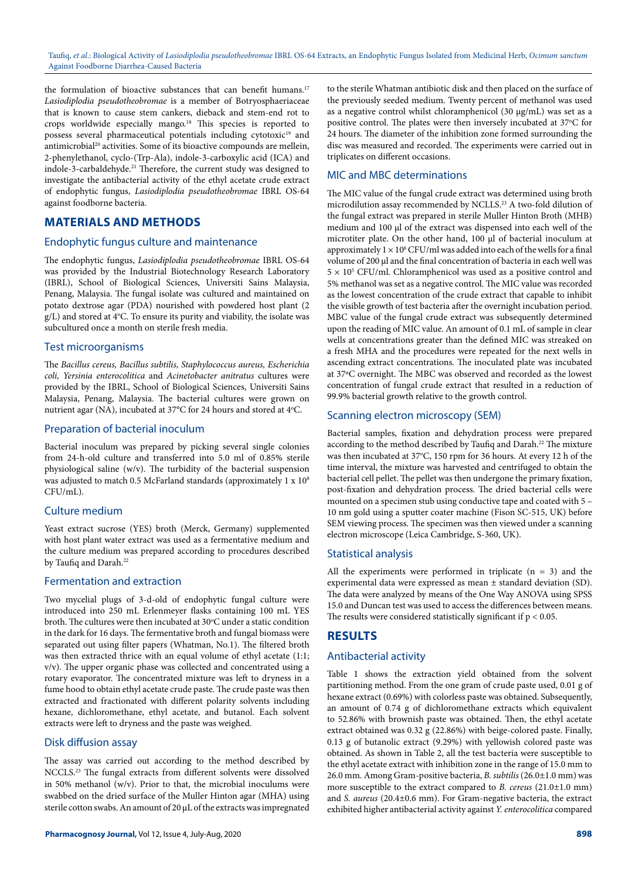the formulation of bioactive substances that can benefit humans.[17] *Lasiodiplodia pseudotheobromae* is a member of Botryosphaeriaceae that is known to cause stem cankers, dieback and stem-end rot to crops worldwide especially mango.[18] This species is reported to possess several pharmaceutical potentials including cytotoxic[19] and antimicrobial[20] activities. Some of its bioactive compounds are mellein, 2-phenylethanol, cyclo-(Trp-Ala), indole-3-carboxylic acid (ICA) and indole-3-carbaldehyde.[21] Therefore, the current study was designed to investigate the antibacterial activity of the ethyl acetate crude extract of endophytic fungus, *Lasiodiplodia pseudotheobromae* IBRL OS-64 against foodborne bacteria.

## MATERIALS AND METHODS

### Endophytic fungus culture and maintenance

The endophytic fungus, *Lasiodiplodia pseudotheobromae* IBRL OS-64 was provided by the Industrial Biotechnology Research Laboratory (IBRL), School of Biological Sciences, Universiti Sains Malaysia, Penang, Malaysia. The fungal isolate was cultured and maintained on potato dextrose agar (PDA) nourished with powdered host plant (2 g/L) and stored at 4°C. To ensure its purity and viability, the isolate was subcultured once a month on sterile fresh media.

### Test microorganisms

The *Bacillus cereus, Bacillus subtilis, Staphylococcus aureus, Escherichia coli, Yersinia enterocolitica* and *Acinetobacter anitratus* cultures were provided by the IBRL, School of Biological Sciences, Universiti Sains Malaysia, Penang, Malaysia. The bacterial cultures were grown on nutrient agar (NA), incubated at 37°C for 24 hours and stored at 4°C.

### Preparation of bacterial inoculum

Bacterial inoculum was prepared by picking several single colonies from 24-h-old culture and transferred into 5.0 ml of 0.85% sterile physiological saline (w/v). The turbidity of the bacterial suspension was adjusted to match 0.5 McFarland standards (approximately $1 \times 10^8$ CFU/mL).

### Culture medium

Yeast extract sucrose (YES) broth (Merck, Germany) supplemented with host plant water extract was used as a fermentative medium and the culture medium was prepared according to procedures described by Taufiq and Darah.[22]

### Fermentation and extraction

Two mycelial plugs of 3-d-old of endophytic fungal culture were introduced into 250 mL Erlenmeyer flasks containing 100 mL YES broth. The cultures were then incubated at 30°C under a static condition in the dark for 16 days. The fermentative broth and fungal biomass were separated out using filter papers (Whatman, No.1). The filtered broth was then extracted thrice with an equal volume of ethyl acetate (1:1; v/v). The upper organic phase was collected and concentrated using a rotary evaporator. The concentrated mixture was left to dryness in a fume hood to obtain ethyl acetate crude paste. The crude paste was then extracted and fractionated with different polarity solvents including hexane, dichloromethane, ethyl acetate, and butanol. Each solvent extracts were left to dryness and the paste was weighed.

### Disk diffusion assay

The assay was carried out according to the method described by NCCLS.[23] The fungal extracts from different solvents were dissolved in 50% methanol (w/v). Prior to that, the microbial inoculums were swabbed on the dried surface of the Muller Hinton agar (MHA) using sterile cotton swabs. An amount of 20 µL of the extracts was impregnated to the sterile Whatman antibiotic disk and then placed on the surface of the previously seeded medium. Twenty percent of methanol was used as a negative control whilst chloramphenicol (30 µg/mL) was set as a positive control. The plates were then inversely incubated at 37°C for 24 hours. The diameter of the inhibition zone formed surrounding the disc was measured and recorded. The experiments were carried out in triplicates on different occasions.

### MIC and MBC determinations

The MIC value of the fungal crude extract was determined using broth microdilution assay recommended by NCLLS.[23] A two-fold dilution of the fungal extract was prepared in sterile Muller Hinton Broth (MHB) medium and 100 µl of the extract was dispensed into each well of the microtiter plate. On the other hand, 100 µl of bacterial inoculum at approximately $1 \times 10^6$ CFU/ml was added into each of the wells for a final volume of 200 µl and the final concentration of bacteria in each well was $5 \times 10^5$ CFU/ml. Chloramphenicol was used as a positive control and 5% methanol was set as a negative control. The MIC value was recorded as the lowest concentration of the crude extract that capable to inhibit the visible growth of test bacteria after the overnight incubation period. MBC value of the fungal crude extract was subsequently determined upon the reading of MIC value. An amount of 0.1 mL of sample in clear wells at concentrations greater than the defined MIC was streaked on a fresh MHA and the procedures were repeated for the next wells in ascending extract concentrations. The inoculated plate was incubated at 37°C overnight. The MBC was observed and recorded as the lowest concentration of fungal crude extract that resulted in a reduction of 99.9% bacterial growth relative to the growth control.

### Scanning electron microscopy (SEM)

Bacterial samples, fixation and dehydration process were prepared according to the method described by Taufiq and Darah.[22] The mixture was then incubated at 37°C, 150 rpm for 36 hours. At every 12 h of the time interval, the mixture was harvested and centrifuged to obtain the bacterial cell pellet. The pellet was then undergone the primary fixation, post-fixation and dehydration process. The dried bacterial cells were mounted on a specimen stub using conductive tape and coated with 5 – 10 nm gold using a sputter coater machine (Fison SC-515, UK) before SEM viewing process. The specimen was then viewed under a scanning electron microscope (Leica Cambridge, S-360, UK).

### Statistical analysis

All the experiments were performed in triplicate ($n = 3$) and the experimental data were expressed as mean ± standard deviation (SD). The data were analyzed by means of the One Way ANOVA using SPSS 15.0 and Duncan test was used to access the differences between means. The results were considered statistically significant if $p < 0.05$.

## RESULTS

### Antibacterial activity

Table 1 shows the extraction yield obtained from the solvent partitioning method. From the one gram of crude paste used, 0.01 g of hexane extract (0.69%) with colorless paste was obtained. Subsequently, an amount of 0.74 g of dichloromethane extracts which equivalent to 52.86% with brownish paste was obtained. Then, the ethyl acetate extract obtained was 0.32 g (22.86%) with beige-colored paste. Finally, 0.13 g of butanolic extract (9.29%) with yellowish colored paste was obtained. As shown in Table 2, all the test bacteria were susceptible to the ethyl acetate extract with inhibition zone in the range of 15.0 mm to 26.0 mm. Among Gram-positive bacteria, *B. subtilis* (26.0±1.0 mm) was more susceptible to the extract compared to *B. cereus* (21.0±1.0 mm) and *S. aureus* (20.4±0.6 mm). For Gram-negative bacteria, the extract exhibited higher antibacterial activity against *Y. enterocolitica* compared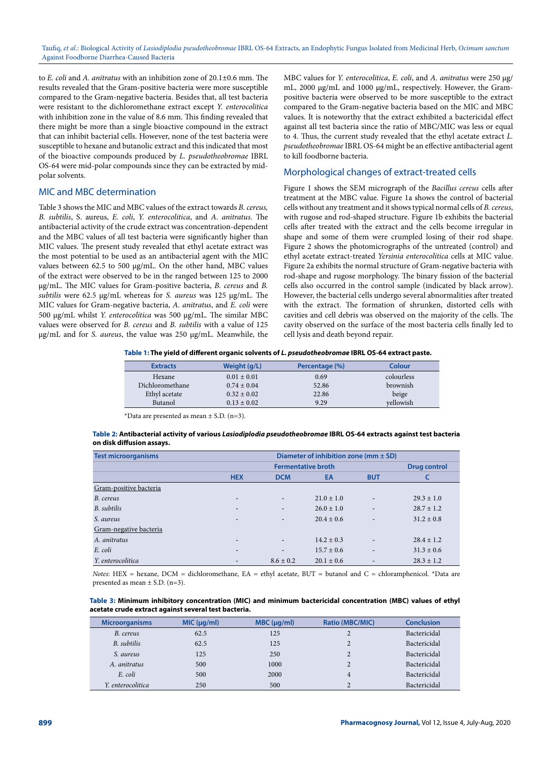to *E. coli* and *A. anitratus* with an inhibition zone of 20.1±0.6 mm. The results revealed that the Gram-positive bacteria were more susceptible compared to the Gram-negative bacteria. Besides that, all test bacteria were resistant to the dichloromethane extract except *Y. enterocolitica* with inhibition zone in the value of 8.6 mm. This finding revealed that there might be more than a single bioactive compound in the extract that can inhibit bacterial cells. However, none of the test bacteria were susceptible to hexane and butanolic extract and this indicated that most of the bioactive compounds produced by *L. pseudotheobromae* IBRL OS-64 were mid-polar compounds since they can be extracted by mid-polar solvents.

## MIC and MBC determination

Table 3 shows the MIC and MBC values of the extract towards *B. cereus, B. subtilis*, S. aureus, *E. coli*, *Y. enterocolitica*, and *A. anitratus*. The antibacterial activity of the crude extract was concentration-dependent and the MBC values of all test bacteria were significantly higher than MIC values. The present study revealed that ethyl acetate extract was the most potential to be used as an antibacterial agent with the MIC values between 62.5 to 500 µg/mL. On the other hand, MBC values of the extract were observed to be in the ranged between 125 to 2000 µg/mL. The MIC values for Gram-positive bacteria, *B. cereus* and *B. subtilis* were 62.5 µg/mL whereas for *S. aureus* was 125 µg/mL. The MIC values for Gram-negative bacteria, *A. anitratus*, and *E. coli* were 500 µg/mL whilst *Y. enterocolitica* was 500 µg/mL. The similar MBC values were observed for *B. cereus* and *B. subtilis* with a value of 125 µg/mL and for *S. aureus*, the value was 250 µg/mL. Meanwhile, the MBC values for *Y. enterocolitica*, *E. coli*, and *A. anitratus* were 250 µg/mL, 2000 µg/mL and 1000 µg/mL, respectively. However, the Gram-positive bacteria were observed to be more susceptible to the extract compared to the Gram-negative bacteria based on the MIC and MBC values. It is noteworthy that the extract exhibited a bactericidal effect against all test bacteria since the ratio of MBC/MIC was less or equal to 4. Thus, the current study revealed that the ethyl acetate extract *L. pseudotheobromae* IBRL OS-64 might be an effective antibacterial agent to kill foodborne bacteria.

## Morphological changes of extract-treated cells

Figure 1 shows the SEM micrograph of the *Bacillus cereus* cells after treatment at the MBC value. Figure 1a shows the control of bacterial cells without any treatment and it shows typical normal cells of *B. cereus*, with rugose and rod-shaped structure. Figure 1b exhibits the bacterial cells after treated with the extract and the cells become irregular in shape and some of them were crumpled losing of their rod shape. Figure 2 shows the photomicrographs of the untreated (control) and ethyl acetate extract-treated *Yersinia enterocolitica* cells at MIC value. Figure 2a exhibits the normal structure of Gram-negative bacteria with rod-shape and rugose morphology. The binary fission of the bacterial cells also occurred in the control sample (indicated by black arrow). However, the bacterial cells undergo several abnormalities after treated with the extract. The formation of shrunken, distorted cells with cavities and cell debris was observed on the majority of the cells. The cavity observed on the surface of the most bacteria cells finally led to cell lysis and death beyond repair.

**Table 1: The yield of different organic solvents of *L. pseudotheobromae* IBRL OS-64 extract paste.**

| Extracts | Weight (g/L) | Percentage (%) | Colour |
|---|---|---|---|
| Hexane | 0.01 ± 0.01 | 0.69 | colourless |
| Dichloromethane | 0.74 ± 0.04 | 52.86 | brownish |
| Ethyl acetate | 0.32 ± 0.02 | 22.86 | beige |
| Butanol | 0.13 ± 0.02 | 9.29 | yellowish |

*Data are presented as mean ± S.D. (n=3).

**Table 2: Antibacterial activity of various *Lasiodiplodia pseudotheobromae* IBRL OS-64 extracts against test bacteria on disk diffusion assays.**

| Test microorganisms | Diameter of inhibition zone (mm ± SD) | | | | |
|---|---|---|---|---|---|
| | Fermentative broth | | | | Drug control |
| | HEX | DCM | EA | BUT | C |
| Gram-positive bacteria | | | | | |
| *B. cereus* | - | - | 21.0 ± 1.0 | - | 29.3 ± 1.0 |
| *B. subtilis* | - | - | 26.0 ± 1.0 | - | 28.7 ± 1.2 |
| *S. aureus* | - | - | 20.4 ± 0.6 | - | 31.2 ± 0.8 |
| Gram-negative bacteria | | | | | |
| *A. anitratus* | - | - | 14.2 ± 0.3 | - | 28.4 ± 1.2 |
| *E. coli* | - | - | 15.7 ± 0.6 | - | 31.3 ± 0.6 |
| *Y. enterocolitica* | - | 8.6 ± 0.2 | 20.1 ± 0.6 | - | 28.3 ± 1.2 |

*Notes*: HEX = hexane, DCM = dichloromethane, EA = ethyl acetate, BUT = butanol and C = chloramphenicol. *Data are presented as mean ± S.D. (n=3).

**Table 3: Minimum inhibitory concentration (MIC) and minimum bactericidal concentration (MBC) values of ethyl acetate crude extract against several test bacteria.**

| Microorganisms | MIC (µg/ml) | MBC (µg/ml) | Ratio (MBC/MIC) | Conclusion |
|---|---|---|---|---|
| *B. cereus* | 62.5 | 125 | 2 | Bactericidal |
| *B. subtilis* | 62.5 | 125 | 2 | Bactericidal |
| *S. aureus* | 125 | 250 | 2 | Bactericidal |
| *A. anitratus* | 500 | 1000 | 2 | Bactericidal |
| *E. coli* | 500 | 2000 | 4 | Bactericidal |
| *Y. enterocolitica* | 250 | 500 | 2 | Bactericidal |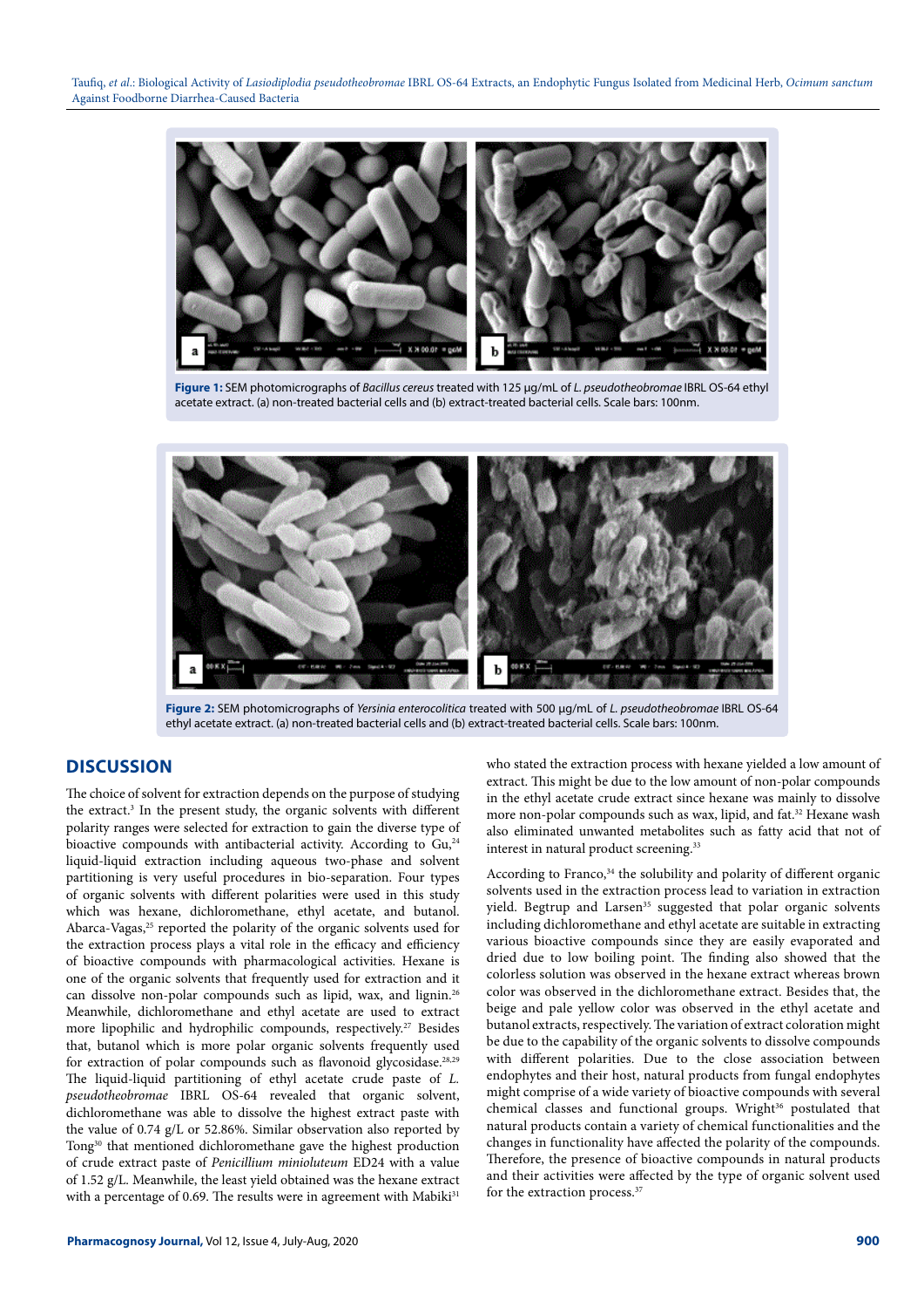**Figure 1:** SEM photomicrographs of *Bacillus cereus* treated with 125 µg/mL of *L. pseudotheobromae* IBRL OS-64 ethyl acetate extract. (a) non-treated bacterial cells and (b) extract-treated bacterial cells. Scale bars: 100nm.

**Figure 2:** SEM photomicrographs of *Yersinia enterocolitica* treated with 500 µg/mL of *L. pseudotheobromae* IBRL OS-64 ethyl acetate extract. (a) non-treated bacterial cells and (b) extract-treated bacterial cells. Scale bars: 100nm.

## DISCUSSION

The choice of solvent for extraction depends on the purpose of studying the extract.[3] In the present study, the organic solvents with different polarity ranges were selected for extraction to gain the diverse type of bioactive compounds with antibacterial activity. According to Gu,[24] liquid-liquid extraction including aqueous two-phase and solvent partitioning is very useful procedures in bio-separation. Four types of organic solvents with different polarities were used in this study which was hexane, dichloromethane, ethyl acetate, and butanol. Abarca-Vagas,[25] reported the polarity of the organic solvents used for the extraction process plays a vital role in the efficacy and efficiency of bioactive compounds with pharmacological activities. Hexane is one of the organic solvents that frequently used for extraction and it can dissolve non-polar compounds such as lipid, wax, and lignin.[26] Meanwhile, dichloromethane and ethyl acetate are used to extract more lipophilic and hydrophilic compounds, respectively.[27] Besides that, butanol which is more polar organic solvents frequently used for extraction of polar compounds such as flavonoid glycosidase.[28,29] The liquid-liquid partitioning of ethyl acetate crude paste of *L. pseudotheobromae* IBRL OS-64 revealed that organic solvent, dichloromethane was able to dissolve the highest extract paste with the value of 0.74 g/L or 52.86%. Similar observation also reported by Tong[30] that mentioned dichloromethane gave the highest production of crude extract paste of *Penicillium minioluteum* ED24 with a value of 1.52 g/L. Meanwhile, the least yield obtained was the hexane extract with a percentage of 0.69. The results were in agreement with Mabiki[31] who stated the extraction process with hexane yielded a low amount of extract. This might be due to the low amount of non-polar compounds in the ethyl acetate crude extract since hexane was mainly to dissolve more non-polar compounds such as wax, lipid, and fat.[32] Hexane wash also eliminated unwanted metabolites such as fatty acid that not of interest in natural product screening.[33]

According to Franco,[34] the solubility and polarity of different organic solvents used in the extraction process lead to variation in extraction yield. Begtrup and Larsen[35] suggested that polar organic solvents including dichloromethane and ethyl acetate are suitable in extracting various bioactive compounds since they are easily evaporated and dried due to low boiling point. The finding also showed that the colorless solution was observed in the hexane extract whereas brown color was observed in the dichloromethane extract. Besides that, the beige and pale yellow color was observed in the ethyl acetate and butanol extracts, respectively. The variation of extract coloration might be due to the capability of the organic solvents to dissolve compounds with different polarities. Due to the close association between endophytes and their host, natural products from fungal endophytes might comprise of a wide variety of bioactive compounds with several chemical classes and functional groups. Wright[36] postulated that natural products contain a variety of chemical functionalities and the changes in functionality have affected the polarity of the compounds. Therefore, the presence of bioactive compounds in natural products and their activities were affected by the type of organic solvent used for the extraction process.[37]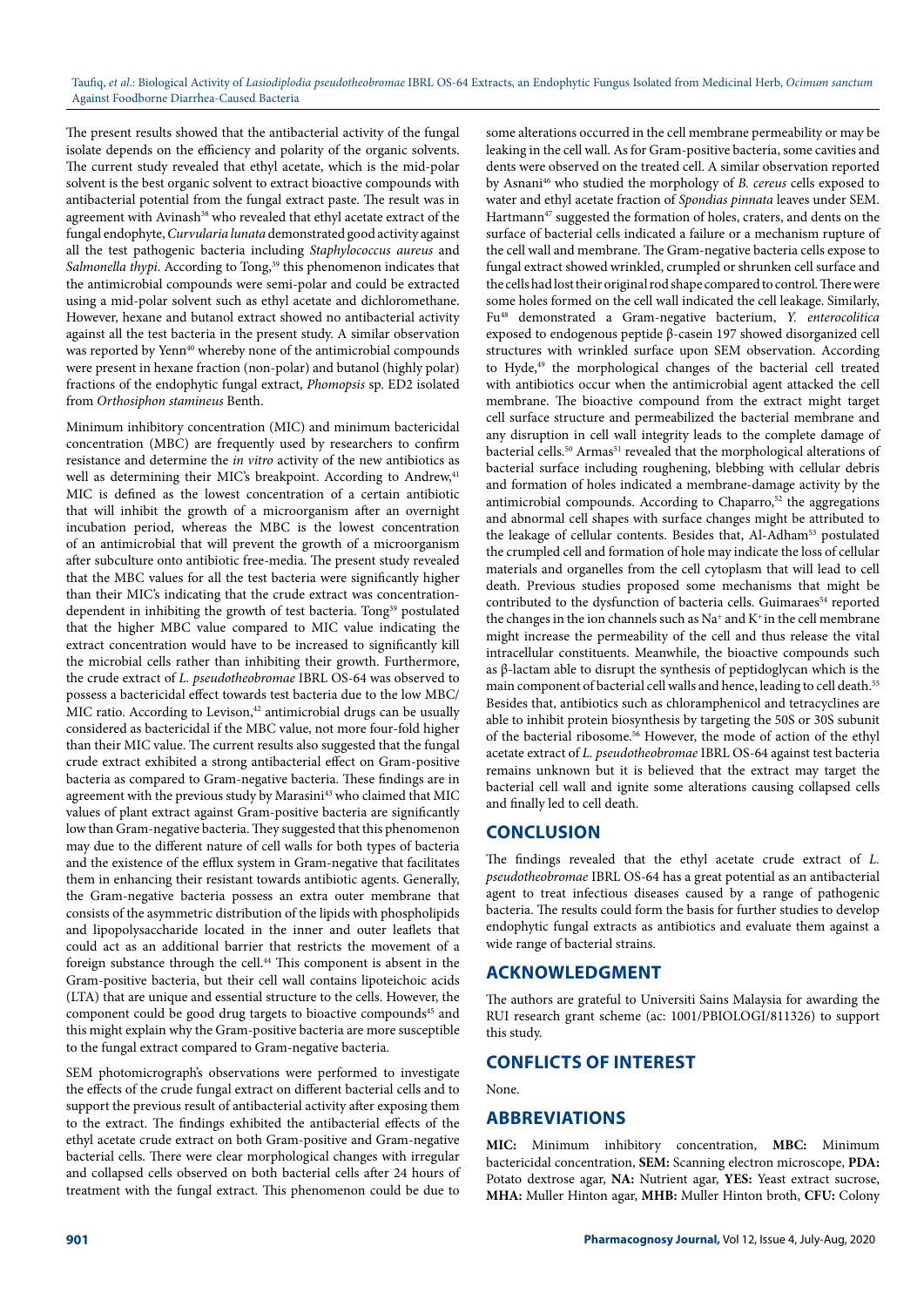The present results showed that the antibacterial activity of the fungal isolate depends on the efficiency and polarity of the organic solvents. The current study revealed that ethyl acetate, which is the mid-polar solvent is the best organic solvent to extract bioactive compounds with antibacterial potential from the fungal extract paste. The result was in agreement with Avinash[38] who revealed that ethyl acetate extract of the fungal endophyte, *Curvularia lunata* demonstrated good activity against all the test pathogenic bacteria including *Staphylococcus aureus* and *Salmonella thypi*. According to Tong,[39] this phenomenon indicates that the antimicrobial compounds were semi-polar and could be extracted using a mid-polar solvent such as ethyl acetate and dichloromethane. However, hexane and butanol extract showed no antibacterial activity against all the test bacteria in the present study. A similar observation was reported by Yenn[40] whereby none of the antimicrobial compounds were present in hexane fraction (non-polar) and butanol (highly polar) fractions of the endophytic fungal extract, *Phomopsis* sp. ED2 isolated from *Orthosiphon stamineus* Benth.

Minimum inhibitory concentration (MIC) and minimum bactericidal concentration (MBC) are frequently used by researchers to confirm resistance and determine the *in vitro* activity of the new antibiotics as well as determining their MIC's breakpoint. According to Andrew,[41] MIC is defined as the lowest concentration of a certain antibiotic that will inhibit the growth of a microorganism after an overnight incubation period, whereas the MBC is the lowest concentration of an antimicrobial that will prevent the growth of a microorganism after subculture onto antibiotic free-media. The present study revealed that the MBC values for all the test bacteria were significantly higher than their MIC's indicating that the crude extract was concentration-dependent in inhibiting the growth of test bacteria. Tong[39] postulated that the higher MBC value compared to MIC value indicating the extract concentration would have to be increased to significantly kill the microbial cells rather than inhibiting their growth. Furthermore, the crude extract of *L. pseudotheobromae* IBRL OS-64 was observed to possess a bactericidal effect towards test bacteria due to the low MBC/MIC ratio. According to Levison,[42] antimicrobial drugs can be usually considered as bactericidal if the MBC value, not more four-fold higher than their MIC value. The current results also suggested that the fungal crude extract exhibited a strong antibacterial effect on Gram-positive bacteria as compared to Gram-negative bacteria. These findings are in agreement with the previous study by Marasini[43] who claimed that MIC values of plant extract against Gram-positive bacteria are significantly low than Gram-negative bacteria. They suggested that this phenomenon may due to the different nature of cell walls for both types of bacteria and the existence of the efflux system in Gram-negative that facilitates them in enhancing their resistant towards antibiotic agents. Generally, the Gram-negative bacteria possess an extra outer membrane that consists of the asymmetric distribution of the lipids with phospholipids and lipopolysaccharide located in the inner and outer leaflets that could act as an additional barrier that restricts the movement of a foreign substance through the cell.[44] This component is absent in the Gram-positive bacteria, but their cell wall contains lipoteichoic acids (LTA) that are unique and essential structure to the cells. However, the component could be good drug targets to bioactive compounds[45] and this might explain why the Gram-positive bacteria are more susceptible to the fungal extract compared to Gram-negative bacteria.

SEM photomicrograph's observations were performed to investigate the effects of the crude fungal extract on different bacterial cells and to support the previous result of antibacterial activity after exposing them to the extract. The findings exhibited the antibacterial effects of the ethyl acetate crude extract on both Gram-positive and Gram-negative bacterial cells. There were clear morphological changes with irregular and collapsed cells observed on both bacterial cells after 24 hours of treatment with the fungal extract. This phenomenon could be due to some alterations occurred in the cell membrane permeability or may be leaking in the cell wall. As for Gram-positive bacteria, some cavities and dents were observed on the treated cell. A similar observation reported by Asnani[46] who studied the morphology of *B. cereus* cells exposed to water and ethyl acetate fraction of *Spondias pinnata* leaves under SEM. Hartmann[47] suggested the formation of holes, craters, and dents on the surface of bacterial cells indicated a failure or a mechanism rupture of the cell wall and membrane. The Gram-negative bacteria cells expose to fungal extract showed wrinkled, crumpled or shrunken cell surface and the cells had lost their original rod shape compared to control. There were some holes formed on the cell wall indicated the cell leakage. Similarly, Fu[48] demonstrated a Gram-negative bacterium, *Y. enterocolitica* exposed to endogenous peptide β-casein 197 showed disorganized cell structures with wrinkled surface upon SEM observation. According to Hyde,[49] the morphological changes of the bacterial cell treated with antibiotics occur when the antimicrobial agent attacked the cell membrane. The bioactive compound from the extract might target cell surface structure and permeabilized the bacterial membrane and any disruption in cell wall integrity leads to the complete damage of bacterial cells.[50] Armas[51] revealed that the morphological alterations of bacterial surface including roughening, blebbing with cellular debris and formation of holes indicated a membrane-damage activity by the antimicrobial compounds. According to Chaparro,[52] the aggregations and abnormal cell shapes with surface changes might be attributed to the leakage of cellular contents. Besides that, Al-Adham[53] postulated the crumpled cell and formation of hole may indicate the loss of cellular materials and organelles from the cell cytoplasm that will lead to cell death. Previous studies proposed some mechanisms that might be contributed to the dysfunction of bacteria cells. Guimaraes[54] reported the changes in the ion channels such as $Na^+$ and $K^+$ in the cell membrane might increase the permeability of the cell and thus release the vital intracellular constituents. Meanwhile, the bioactive compounds such as β-lactam able to disrupt the synthesis of peptidoglycan which is the main component of bacterial cell walls and hence, leading to cell death.[55] Besides that, antibiotics such as chloramphenicol and tetracyclines are able to inhibit protein biosynthesis by targeting the 50S or 30S subunit of the bacterial ribosome.[56] However, the mode of action of the ethyl acetate extract of *L. pseudotheobromae* IBRL OS-64 against test bacteria remains unknown but it is believed that the extract may target the bacterial cell wall and ignite some alterations causing collapsed cells and finally led to cell death.

## CONCLUSION

The findings revealed that the ethyl acetate crude extract of *L. pseudotheobromae* IBRL OS-64 has a great potential as an antibacterial agent to treat infectious diseases caused by a range of pathogenic bacteria. The results could form the basis for further studies to develop endophytic fungal extracts as antibiotics and evaluate them against a wide range of bacterial strains.

## ACKNOWLEDGMENT

The authors are grateful to Universiti Sains Malaysia for awarding the RUI research grant scheme (ac: 1001/PBIOLOGI/811326) to support this study.

## CONFLICTS OF INTEREST

None.

## ABBREVIATIONS

**MIC:** Minimum inhibitory concentration, **MBC:** Minimum bactericidal concentration, **SEM:** Scanning electron microscope, **PDA:** Potato dextrose agar, **NA:** Nutrient agar, **YES:** Yeast extract sucrose, **MHA:** Muller Hinton agar, **MHB:** Muller Hinton broth, **CFU:** Colony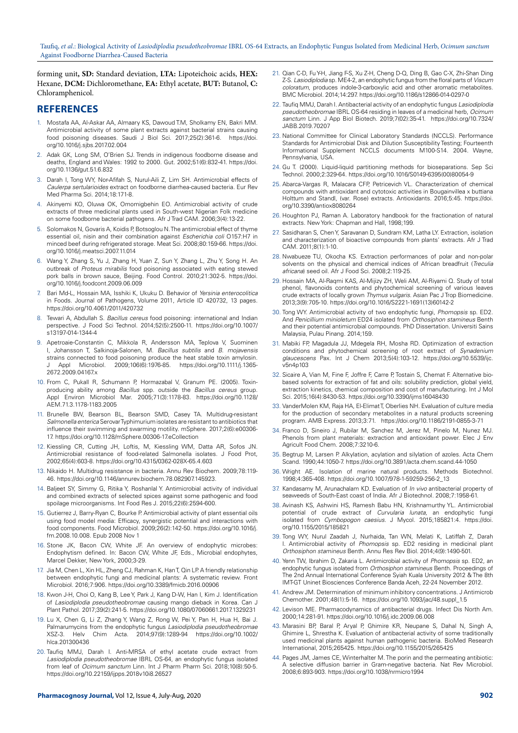forming unit, **SD:** Standard deviation, **LTA:** Lipoteichoic acids, **HEX:** Hexane, **DCM:** Dichloromethane, **EA:** Ethyl acetate, **BUT:** Butanol, **C:** Chloramphenicol.

## REFERENCES

1. Mostafa AA, Al-Askar AA, Almaary KS, Dawoud TM, Sholkamy EN, Bakri MM. Antimicrobial activity of some plant extracts against bacterial strains causing food poisoning diseases. Saudi J Biol Sci. 2017;25(2):361-6. https://doi.org/10.1016/j.sjbs.2017.02.004
2. Adak GK, Long SM, O'Brien SJ. Trends in indigenous foodborne disease and deaths, England and Wales: 1992 to 2000. Gut. 2002;51(6):832-41. https://doi.org/10.1136/gut.51.6.832
3. Darah I, Tong WY, Nor-Afifah S, Nurul-Aili Z, Lim SH. Antimicrobial effects of *Caulerpa sertularioides* extract on foodborne diarrhea-caused bacteria. Eur Rev Med Pharma Sci. 2014;18:171-8.
4. Akinyemi KO, Oluwa OK, Omomigbehin EO. Antimicrobial activity of crude extracts of three medicinal plants used in South-west Nigerian Folk medicine on some foodborne bacterial pathogens. Afr J Trad CAM. 2006;3(4):13-22.
5. Solomakos N, Govaris A, Koidis P, Botsoglou N. The antimicrobial effect of thyme essential oil, nisin and their combination against *Escherichia coli* O157:H7 in minced beef during refrigerated storage. Meat Sci. 2008;80:159-66. https://doi.org/10.1016/j.meatsci.2007.11.014
6. Wang Y, Zhang S, Yu J, Zhang H, Yuan Z, Sun Y, Zhang L, Zhu Y, Song H. An outbreak of *Proteus mirabilis* food poisoning associated with eating stewed pork balls in brown sauce, Beijing. Food Control. 2010;21:302-5. https://doi.org/10.1016/j.foodcont.2009.06.009
7. Bari Md-L, Hossain MA, Isshiki K, Ukuku D. Behavior of *Yersinia enterocolitica* in Foods. Journal of Pathogens, Volume 2011, Article ID 420732, 13 pages. https://doi.org/10.4061/2011/420732
8. Tewari A, Abdullah S. *Bacillus cereus* food poisoning: international and Indian perspective. J Food Sci Technol. 2014;52(5):2500-11. https://doi.org/10.1007/s13197-014-1344-4
9. Apetroaie-Constantin C, Mikkola R, Andersson MA, Teplova V, Suominen I, Johansson T, Salkinoja-Salonen, M. *Bacillus subtilis* and *B. mojavensis* strains connected to food poisoning produce the heat stable toxin amylosin. J Appl Microbiol. 2009;106(6):1976-85. https://doi.org/10.1111/j.1365-2672.2009.04167.x
10. From C, Pukall R, Schumann P, Hormazabal V, Granum PE. (2005). Toxin-producing ability among *Bacillus* spp. outside the *Bacillus cereus* group. Appl Environ Microbiol Mar. 2005;71(3):1178-83. https://doi.org/10.1128/AEM.71.3.1178-1183.2005
11. Brunelle BW, Bearson BL, Bearson SMD, Casey TA. Multidrug-resistant *Salmonella enterica* Serovar Typhimurium isolates are resistant to antibiotics that influence their swimming and swarming motility. mSphere. 2017;2(6):e00306-17. https://doi.org/10.1128/mSphere.00306-17.eCollection
12. Kiessling CR, Cutting JH, Loftis, M, Kiessling WM, Datta AR, Sofos JN. Antimicrobial resistance of food-related Salmonella isolates. J Food Prot, 2002;65(4):603-8. https://doi.org/10.4315/0362-028X-65.4.603
13. Nikaido H. Multidrug resistance in bacteria. Annu Rev Biochem. 2009;78:119-46. https://doi.org/10.1146/annurev.biochem.78.082907.145923.
14. Baljeet SY, Simmy G, Ritika Y, Roshanlal Y. Antimicrobial activity of individual and combined extracts of selected spices against some pathogenic and food spoilage microorganisms. Int Food Res J. 2015;22(6):2594-600.
15. Gutierrez J, Barry-Ryan C, Bourke P. Antimicrobial activity of plant essential oils using food model media: Efficacy, synergistic potential and interactions with food components. Food Microbiol. 2009;26(2):142-50. https://doi.org/10.1016/j.fm.2008.10.008. Epub 2008 Nov 1
16. Stone JK, Bacon CW, White JF. An overview of endophytic microbes: Endophytism defined. In: Bacon CW, White JF, Eds., Microbial endophytes, Marcel Dekker, New York, 2000;3-29.
17. Jia M, Chen L, Xin HL, Zheng CJ, Rahman K, Han T, Qin LP. A friendly relationship between endophytic fungi and medicinal plants: A systematic review. Front Microbiol. 2016;7:906. https://doi.org/10.3389/fmicb.2016.00906
18. Kwon J-H, Choi O, Kang B, Lee Y, Park J, Kang D-W, Han I, Kim J. Identification of *Lasiodiplodia pseudotheobromae* causing mango dieback in Korea. Can J Plant Pathol. 2017;39(2):241-5. https://doi.org/10.1080/07060661.2017.1329231
19. Lu X, Chen G, Li Z, Zhang Y, Wang Z, Rong W, Pei Y, Pan H, Hua H, Bai J. Palmarumycins from the endophytic fungus *Lasiodiplodia pseudotheobromae* XSZ-3. Helv Chim Acta. 2014;97(9):1289-94 https://doi.org/10.1002/hlca.201300436
20. Taufiq MMJ, Darah I. Anti-MRSA of ethyl acetate crude extract from *Lasiodiplodia pseudotheobromae* IBRL OS-64, an endophytic fungus isolated from leaf of *Ocimum sanctum* Linn. Int J Pharm Pharm Sci. 2018;10(8):50-5. https://doi.org/10.22159/ijpps.2018v10i8.26527
21. Qian C-D, Fu Y-H, Jiang F-S, Xu Z-H, Cheng D-Q, Ding B, Gao C-X, Zhi-Shan Ding Z-S. *Lasiodiplodia* sp. ME4-2, an endophytic fungus from the floral parts of *Viscum coloratum*, produces indole-3-carboxylic acid and other aromatic metabolites. BMC Microbiol. 2014;14:297. https://doi.org/10.1186/s12866-014-0297-0
22. Taufiq MMJ, Darah I. Antibacterial activity of an endophytic fungus *Lasiodiplodia pseudotheobromae* IBRL OS-64 residing in leaves of a medicinal herb, *Ocimum sanctum* Linn. J App Biol Biotech. 2019;7(02):35-41. https://doi.org/10.7324/JABB.2019.70207
23. National Committee for Clinical Laboratory Standards (NCCLS). Performance Standards for Antimicrobial Disk and Dilution Susceptibility Testing; Fourteenth Informational Supplement NCCLS documents M100-S14. 2004. Wayne, Pennsylvania, USA.
24. Gu T. (2000). Liquid-liquid partitioning methods for bioseparations. Sep Sci Technol. 2000;2:329-64. https://doi.org/10.1016/S0149-6395(00)80054-9
25. Abarca-Vargas R, Malacara CFP, Petricevich VL. Characterization of chemical compounds with antioxidant and cytotoxic activities in Bougainvillea x buttiana Holttum and Standl, (var. Rose) extracts. Antioxidants. 2016;5:45. https://doi.org/10.3390/antiox8080264
26. Houghton PJ, Raman A. Laboratory handbook for the fractionation of natural extracts. New York: Chapman and Hall, 1998;199.
27. Sasidharan S, Chen Y, Saravanan D, Sundram KM, Latha LY. Extraction, isolation and characterization of bioactive compounds from plants' extracts. Afr J Trad CAM. 2011;8(1):1-10.
28. Nwabueze TU, Okocha KS. Extraction performances of polar and non-polar solvents on the physical and chemical indices of African breadfruit (*Treculia africana*) seed oil. Afr J Food Sci. 2008;2:119-25.
29. Hossain MA, Al-Raqmi KAS, Al-Mijizy ZH, Weli AM, Al-Riyami Q. Study of total phenol, flavonoids contents and phytochemical screening of various leaves crude extracts of locally grown *Thymus vulgaris*. Asian Pac J Trop Biomedicine. 2013;3(9):705-10. https://doi.org/10.1016/S2221-1691(13)60142-2
30. Tong WY. Antimicrobial activity of two endophytic fungi, *Phomopsis* sp. ED2. And *Penicillium minioletum* ED24 isolated from *Orthosiphon stamineus* Benth and their potential antimicrobial compounds. PhD Dissertation. Universiti Sains Malaysia, Pulau Pinang. 2014;159.
31. Mabiki FP, Magadula JJ, Mdegela RH, Mosha RD. Optimization of extraction conditions and phytochemical screening of root extract of *Synadenium glaucescens* Pax. Int J Chem 2013;5(4):103-12. https://doi.org/10.5539/ijc.v5n4p103
32. Sicaire A, Vian M, Fine F, Joffre F, Carre P, Tostain S, Chemat F. Alternative bio-based solvents for extraction of fat and oils: solubility prediction, global yield, extraction kinetics, chemical composition and cost of manufacturing. Int J Mol Sci. 2015;16(4):8430-53. https://doi.org/10.3390/ijms16048430
33. VanderMolen KM, Raja HA, El-Elimat T, Oberlies NH. Evaluation of culture media for the production of secondary metabolites in a natural products screening program. AMB Express. 2013;3:71. https://doi.org/10.1186/2191-0855-3-71
34. Franco D, Sineiro J, Rubilar M, Sanchez M, Jerez M, Pinelo M, Nunez MJ. Phenols from plant materials: extraction and antioxidant power. Elec J Env Agricult Food Chem. 2008;7:3210-6.
35. Begtrup M, Larsen P. Alkylation, acylation and silylation of azoles. Acta Chem Scand. 1990;44:1050-7. https://doi.org/10.3891/acta.chem.scand.44-1050
36. Wright AE. Isolation of marine natural products. Methods Biotechnol. 1998;4:365-408. https://doi.org/10.1007/978-1-59259-256-2_13
37. Kandasamy M, Arunachalam KD. Evaluation of *In vivo* antibacterial property of seaweeds of South-East coast of India. Afr J Biotechnol. 2008;7:1958-61.
38. Avinash KS, Ashwini HS, Ramesh Babu HN, Krishnamurthy YL. Antimicrobial potential of crude extract of *Curvularia lunata*, an endophytic fungi isolated from *Cymbopogon caesius*. J Mycol. 2015;185821:4. https://doi.org/10.1155/2015/185821
39. Tong WY, Nurul Zaadah J, Nurhaida, Tan WN, Melati K, Latiffah Z, Darah I. Antimicrobial activity of *Phomopsis* sp. ED2 residing in medicinal plant *Orthosiphon stamineus* Benth. Annu Res Rev Biol. 2014;4(9):1490-501.
40. Yenn TW, Ibrahim D, Zakaria L. Antimicrobial activity of *Phomopsis* sp. ED2, an endophytic fungus isolated from *Orthosiphon stamineus* Benth. Proceedings of The 2nd Annual International Conference Syiah Kuala University 2012 & The 8th IMT-GT Uninet Biosciences Conference Banda Aceh, 22-24 November 2012.
41. Andrew JM. Determination of minimum inhibitory concentrations. J Antimicrob Chemother. 2001;48(1):5-16. https://doi.org/10.1093/jac/48.suppl_1.5
42. Levison ME. Pharmacodynamics of antibacterial drugs. Infect Dis North Am. 2000;14:281-91. https://doi.org/10.1016/j.idc.2009.06.008
43. Marasini BP, Baral P, Aryal P, Ghimire KR, Neupane S, Dahal N, Singh A, Ghimire L, Shrestha K. Evaluation of antibacterial activity of some traditionally used medicinal plants against human pathogenic bacteria. BioMed Research International, 2015;265425. https://doi.org/10.1155/2015/265425
44. Pages JM, James CE, Winterhalter M. The porin and the permeating antibiotic: A selective diffusion barrier in Gram-negative bacteria. Nat Rev Microbiol. 2008;6:893-903. https://doi.org/10.1038/nrmicro1994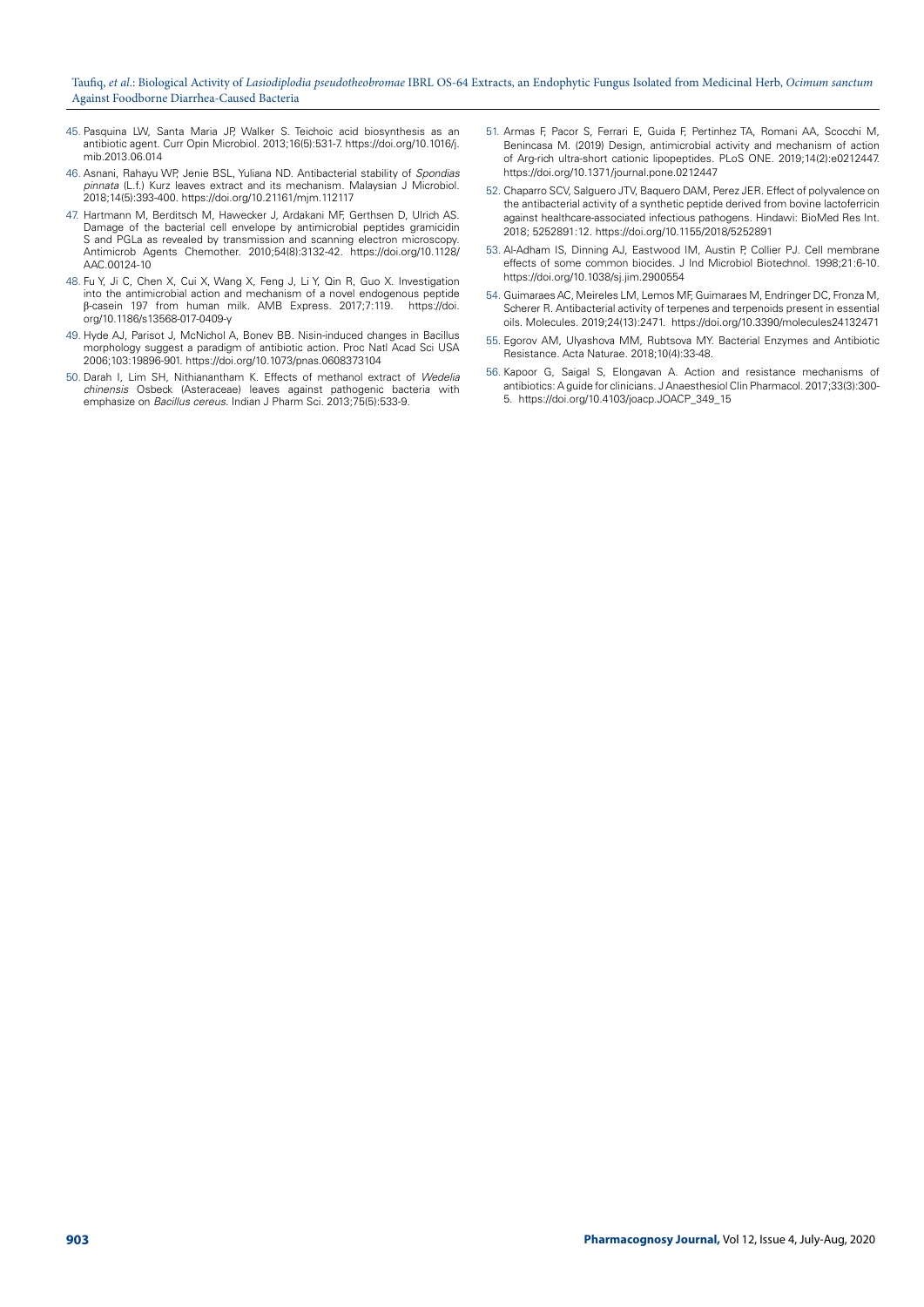45. Pasquina LW, Santa Maria JP, Walker S. Teichoic acid biosynthesis as an antibiotic agent. Curr Opin Microbiol. 2013;16(5):531-7. https://doi.org/10.1016/j.mib.2013.06.014
46. Asnani, Rahayu WP, Jenie BSL, Yuliana ND. Antibacterial stability of *Spondias pinnata* (L.f.) Kurz leaves extract and its mechanism. Malaysian J Microbiol. 2018;14(5):393-400. https://doi.org/10.21161/mjm.112117
47. Hartmann M, Berditsch M, Hawecker J, Ardakani MF, Gerthsen D, Ulrich AS. Damage of the bacterial cell envelope by antimicrobial peptides gramicidin S and PGLa as revealed by transmission and scanning electron microscopy. Antimicrob Agents Chemother. 2010;54(8):3132-42. https://doi.org/10.1128/AAC.00124-10
48. Fu Y, Ji C, Chen X, Cui X, Wang X, Feng J, Li Y, Qin R, Guo X. Investigation into the antimicrobial action and mechanism of a novel endogenous peptide β-casein 197 from human milk. AMB Express. 2017;7:119. https://doi.org/10.1186/s13568-017-0409-y
49. Hyde AJ, Parisot J, McNichol A, Bonev BB. Nisin-induced changes in Bacillus morphology suggest a paradigm of antibiotic action. Proc Natl Acad Sci USA 2006;103:19896-901. https://doi.org/10.1073/pnas.0608373104
50. Darah I, Lim SH, Nithianantham K. Effects of methanol extract of *Wedelia chinensis* Osbeck (Asteraceae) leaves against pathogenic bacteria with emphasize on *Bacillus cereus*. Indian J Pharm Sci. 2013;75(5):533-9.
51. Armas F, Pacor S, Ferrari E, Guida F, Pertinhez TA, Romani AA, Scocchi M, Benincasa M. (2019) Design, antimicrobial activity and mechanism of action of Arg-rich ultra-short cationic lipopeptides. PLoS ONE. 2019;14(2):e0212447. https://doi.org/10.1371/journal.pone.0212447
52. Chaparro SCV, Salguero JTV, Baquero DAM, Perez JER. Effect of polyvalence on the antibacterial activity of a synthetic peptide derived from bovine lactoferricin against healthcare-associated infectious pathogens. Hindawi: BioMed Res Int. 2018; 5252891:12. https://doi.org/10.1155/2018/5252891
53. Al-Adham IS, Dinning AJ, Eastwood IM, Austin P, Collier PJ. Cell membrane effects of some common biocides. J Ind Microbiol Biotechnol. 1998;21:6-10. https://doi.org/10.1038/sj.jim.2900554
54. Guimaraes AC, Meireles LM, Lemos MF, Guimaraes M, Endringer DC, Fronza M, Scherer R. Antibacterial activity of terpenes and terpenoids present in essential oils. Molecules. 2019;24(13):2471. https://doi.org/10.3390/molecules24132471
55. Egorov AM, Ulyashova MM, Rubtsova MY. Bacterial Enzymes and Antibiotic Resistance. Acta Naturae. 2018;10(4):33-48.
56. Kapoor G, Saigal S, Elongavan A. Action and resistance mechanisms of antibiotics: A guide for clinicians. J Anaesthesiol Clin Pharmacol. 2017;33(3):300-5. https://doi.org/10.4103/joacp.JOACP_349_15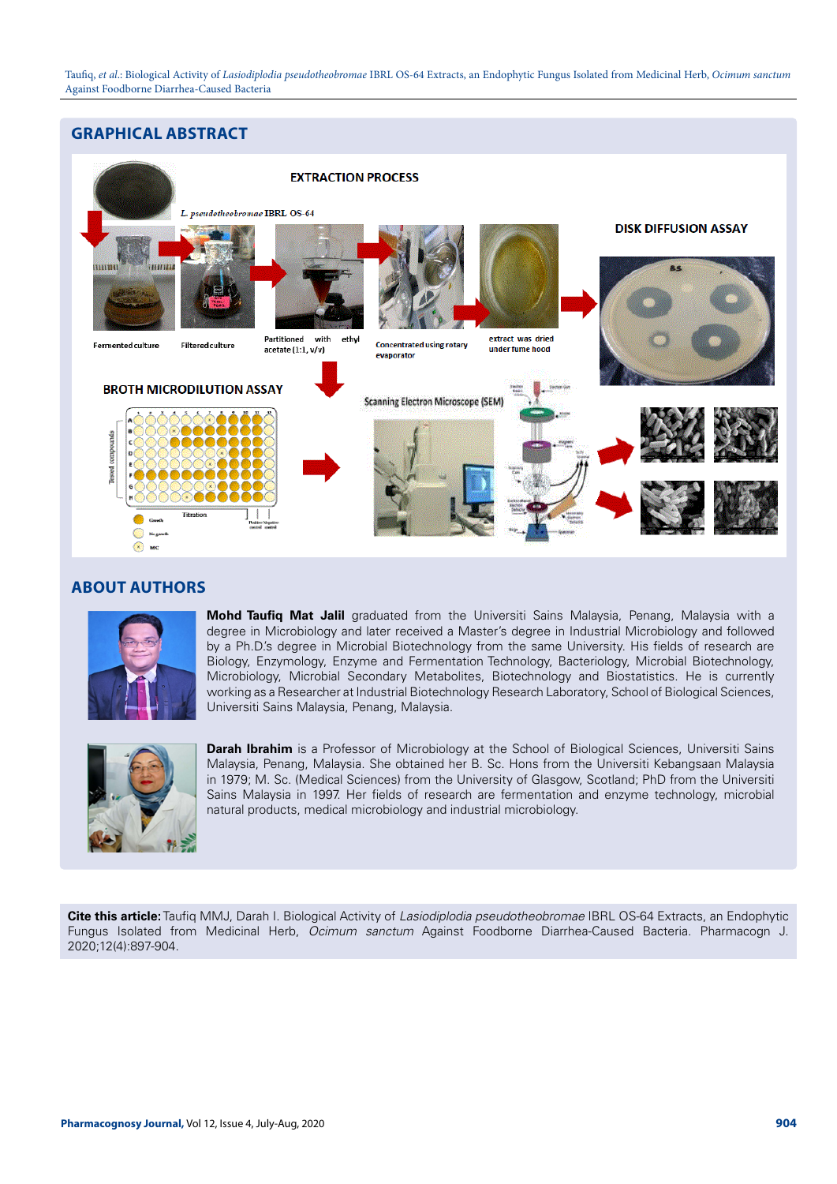## GRAPHICAL ABSTRACT

EXTRACTION PROCESS

*L. pseudotheobromae* IBRL OS-64

Fermented culture

Filtered culture

Partitioned with ethyl acetate (1:1, v/v)

Concentrated using rotary evaporator

extract was dried under fume hood

DISK DIFFUSION ASSAY

BROTH MICRODILUTION ASSAY

Scanning Electron Microscope (SEM)

## ABOUT AUTHORS

**Mohd Taufiq Mat Jalil** graduated from the Universiti Sains Malaysia, Penang, Malaysia with a degree in Microbiology and later received a Master's degree in Industrial Microbiology and followed by a Ph.D.'s degree in Microbial Biotechnology from the same University. His fields of research are Biology, Enzymology, Enzyme and Fermentation Technology, Bacteriology, Microbial Biotechnology, Microbiology, Microbial Secondary Metabolites, Biotechnology and Biostatistics. He is currently working as a Researcher at Industrial Biotechnology Research Laboratory, School of Biological Sciences, Universiti Sains Malaysia, Penang, Malaysia.

**Darah Ibrahim** is a Professor of Microbiology at the School of Biological Sciences, Universiti Sains Malaysia, Penang, Malaysia. She obtained her B. Sc. Hons from the Universiti Kebangsaan Malaysia in 1979; M. Sc. (Medical Sciences) from the University of Glasgow, Scotland; PhD from the Universiti Sains Malaysia in 1997. Her fields of research are fermentation and enzyme technology, microbial natural products, medical microbiology and industrial microbiology.

**Cite this article:** Taufiq MMJ, Darah I. Biological Activity of *Lasiodiplodia pseudotheobromae* IBRL OS-64 Extracts, an Endophytic Fungus Isolated from Medicinal Herb, *Ocimum sanctum* Against Foodborne Diarrhea-Caused Bacteria. Pharmacogn J. 2020;12(4):897-904.